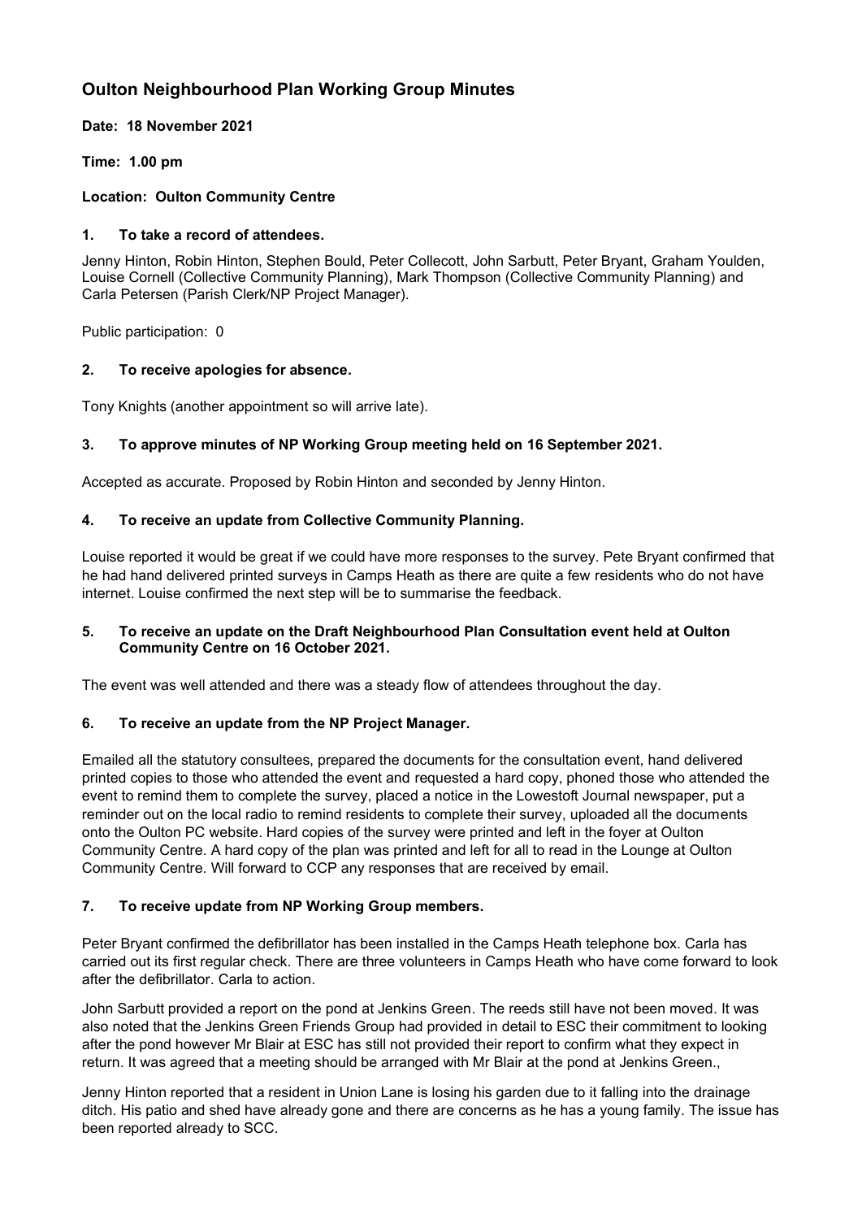# Oulton Neighbourhood Plan Working Group Minutes

**Date: 18 November 2021**

**Time: 1.00 pm**

**Location: Oulton Community Centre**

## 1. To take a record of attendees.

Jenny Hinton, Robin Hinton, Stephen Bould, Peter Collecott, John Sarbutt, Peter Bryant, Graham Youlden, Louise Cornell (Collective Community Planning), Mark Thompson (Collective Community Planning) and Carla Petersen (Parish Clerk/NP Project Manager).

Public participation: 0

## 2. To receive apologies for absence.

Tony Knights (another appointment so will arrive late).

## 3. To approve minutes of NP Working Group meeting held on 16 September 2021.

Accepted as accurate. Proposed by Robin Hinton and seconded by Jenny Hinton.

## 4. To receive an update from Collective Community Planning.

Louise reported it would be great if we could have more responses to the survey. Pete Bryant confirmed that he had hand delivered printed surveys in Camps Heath as there are quite a few residents who do not have internet. Louise confirmed the next step will be to summarise the feedback.

## 5. To receive an update on the Draft Neighbourhood Plan Consultation event held at Oulton Community Centre on 16 October 2021.

The event was well attended and there was a steady flow of attendees throughout the day.

## 6. To receive an update from the NP Project Manager.

Emailed all the statutory consultees, prepared the documents for the consultation event, hand delivered printed copies to those who attended the event and requested a hard copy, phoned those who attended the event to remind them to complete the survey, placed a notice in the Lowestoft Journal newspaper, put a reminder out on the local radio to remind residents to complete their survey, uploaded all the documents onto the Oulton PC website. Hard copies of the survey were printed and left in the foyer at Oulton Community Centre. A hard copy of the plan was printed and left for all to read in the Lounge at Oulton Community Centre. Will forward to CCP any responses that are received by email.

## 7. To receive update from NP Working Group members.

Peter Bryant confirmed the defibrillator has been installed in the Camps Heath telephone box. Carla has carried out its first regular check. There are three volunteers in Camps Heath who have come forward to look after the defibrillator. Carla to action.

John Sarbutt provided a report on the pond at Jenkins Green. The reeds still have not been moved. It was also noted that the Jenkins Green Friends Group had provided in detail to ESC their commitment to looking after the pond however Mr Blair at ESC has still not provided their report to confirm what they expect in return. It was agreed that a meeting should be arranged with Mr Blair at the pond at Jenkins Green.,

Jenny Hinton reported that a resident in Union Lane is losing his garden due to it falling into the drainage ditch. His patio and shed have already gone and there are concerns as he has a young family. The issue has been reported already to SCC.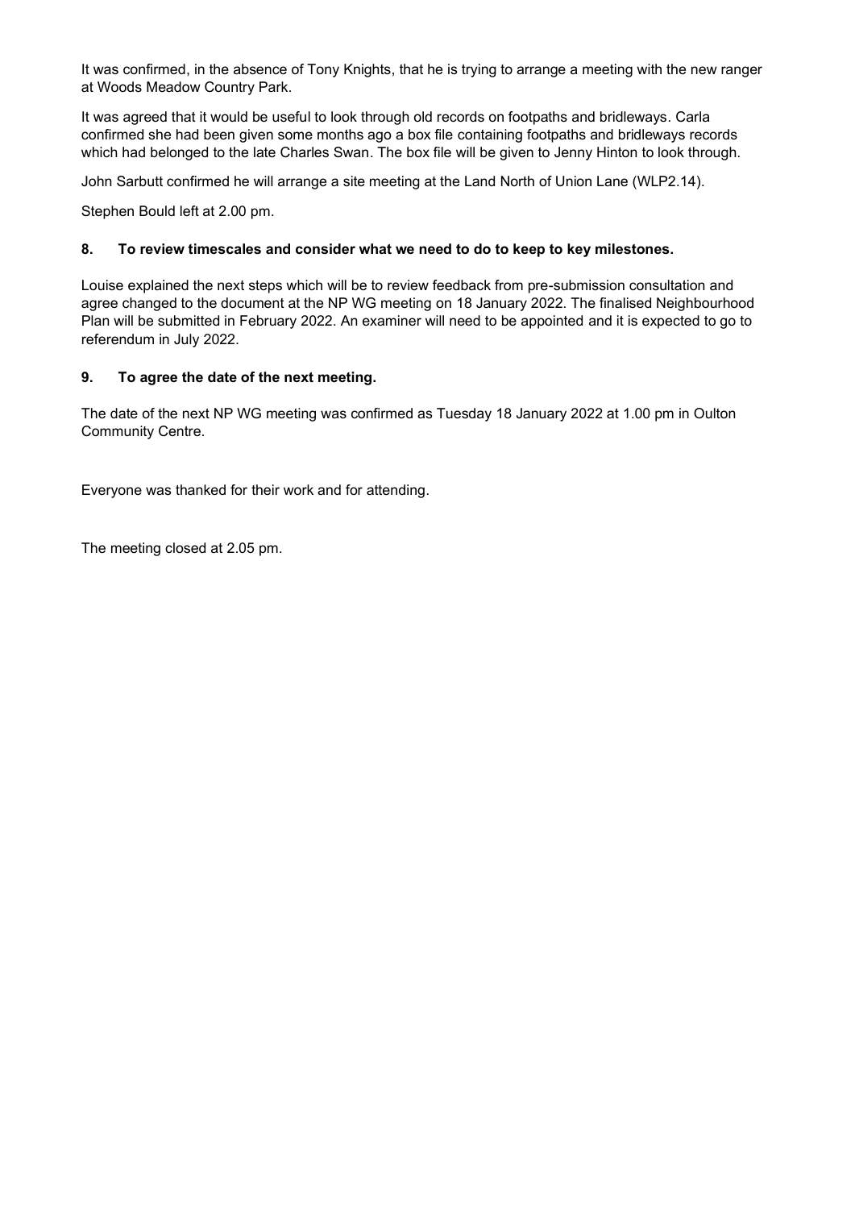It was confirmed, in the absence of Tony Knights, that he is trying to arrange a meeting with the new ranger at Woods Meadow Country Park.

It was agreed that it would be useful to look through old records on footpaths and bridleways. Carla confirmed she had been given some months ago a box file containing footpaths and bridleways records which had belonged to the late Charles Swan. The box file will be given to Jenny Hinton to look through.

John Sarbutt confirmed he will arrange a site meeting at the Land North of Union Lane (WLP2.14).

Stephen Bould left at 2.00 pm.

**8. To review timescales and consider what we need to do to keep to key milestones.**

Louise explained the next steps which will be to review feedback from pre-submission consultation and agree changed to the document at the NP WG meeting on 18 January 2022. The finalised Neighbourhood Plan will be submitted in February 2022. An examiner will need to be appointed and it is expected to go to referendum in July 2022.

**9. To agree the date of the next meeting.**

The date of the next NP WG meeting was confirmed as Tuesday 18 January 2022 at 1.00 pm in Oulton Community Centre.

Everyone was thanked for their work and for attending.

The meeting closed at 2.05 pm.